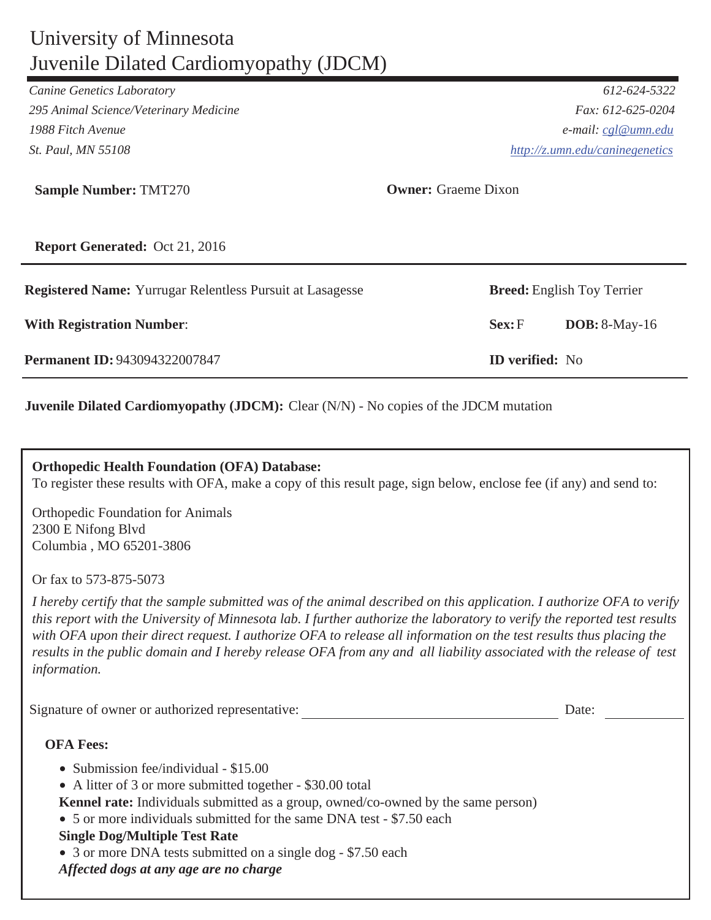# University of Minnesota
# Juvenile Dilated Cardiomyopathy (JDCM)

*Canine Genetics Laboratory*
*295 Animal Science/Veterinary Medicine*
*1988 Fitch Avenue*
*St. Paul, MN 55108*

*612-624-5322*
*Fax: 612-625-0204*
*e-mail: cgl@umn.edu*
*http://z.umn.edu/caninegenetics*

**Sample Number:** TMT270

**Owner:** Graeme Dixon

**Report Generated:** Oct 21, 2016

**Registered Name:** Yurrugar Relentless Pursuit at Lasagesse

**Breed:** English Toy Terrier

**With Registration Number**:

**Sex:** F

**DOB:** 8-May-16

**Permanent ID:** 943094322007847

**ID verified:** No

**Juvenile Dilated Cardiomyopathy (JDCM):** Clear (N/N) - No copies of the JDCM mutation

**Orthopedic Health Foundation (OFA) Database:**
To register these results with OFA, make a copy of this result page, sign below, enclose fee (if any) and send to:

Orthopedic Foundation for Animals
2300 E Nifong Blvd
Columbia , MO 65201-3806

Or fax to 573-875-5073

*I hereby certify that the sample submitted was of the animal described on this application. I authorize OFA to verify this report with the University of Minnesota lab. I further authorize the laboratory to verify the reported test results with OFA upon their direct request. I authorize OFA to release all information on the test results thus placing the results in the public domain and I hereby release OFA from any and all liability associated with the release of test information.*

Signature of owner or authorized representative: ______________________ Date: __________

**OFA Fees:**

- Submission fee/individual - $15.00
- A litter of 3 or more submitted together - $30.00 total

**Kennel rate:** Individuals submitted as a group, owned/co-owned by the same person)

- 5 or more individuals submitted for the same DNA test - $7.50 each

**Single Dog/Multiple Test Rate**

- 3 or more DNA tests submitted on a single dog - $7.50 each

***Affected dogs at any age are no charge***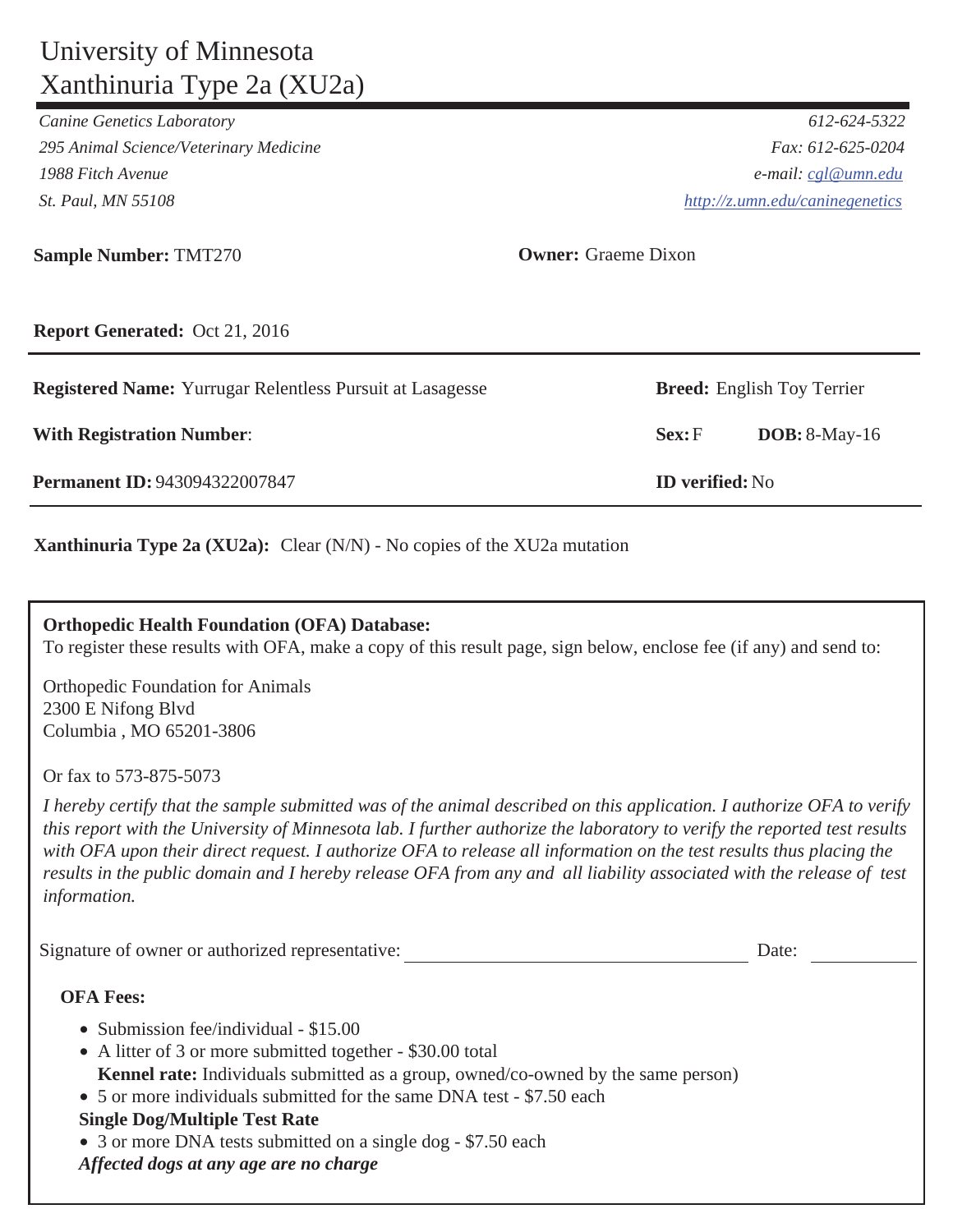# University of Minnesota
# Xanthinuria Type 2a (XU2a)

*Canine Genetics Laboratory*
*295 Animal Science/Veterinary Medicine*
*1988 Fitch Avenue*
*St. Paul, MN 55108*

*612-624-5322*
*Fax: 612-625-0204*
*e-mail: cgl@umn.edu*
*http://z.umn.edu/caninegenetics*

**Sample Number:** TMT270

**Owner:** Graeme Dixon

**Report Generated:** Oct 21, 2016

---

**Registered Name:** Yurrugar Relentless Pursuit at Lasagesse

**Breed:** English Toy Terrier

**With Registration Number**:

**Sex:** F **DOB:** 8-May-16

**Permanent ID:** 943094322007847

**ID verified:** No

---

**Xanthinuria Type 2a (XU2a):** Clear (N/N) - No copies of the XU2a mutation

**Orthopedic Health Foundation (OFA) Database:**
To register these results with OFA, make a copy of this result page, sign below, enclose fee (if any) and send to:

Orthopedic Foundation for Animals
2300 E Nifong Blvd
Columbia , MO 65201-3806

Or fax to 573-875-5073

*I hereby certify that the sample submitted was of the animal described on this application. I authorize OFA to verify this report with the University of Minnesota lab. I further authorize the laboratory to verify the reported test results with OFA upon their direct request. I authorize OFA to release all information on the test results thus placing the results in the public domain and I hereby release OFA from any and all liability associated with the release of test information.*

Signature of owner or authorized representative: ______________________________ Date: __________

**OFA Fees:**

- Submission fee/individual - $15.00
- A litter of 3 or more submitted together - $30.00 total

**Kennel rate:** Individuals submitted as a group, owned/co-owned by the same person)

- 5 or more individuals submitted for the same DNA test - $7.50 each

**Single Dog/Multiple Test Rate**

- 3 or more DNA tests submitted on a single dog - $7.50 each

***Affected dogs at any age are no charge***